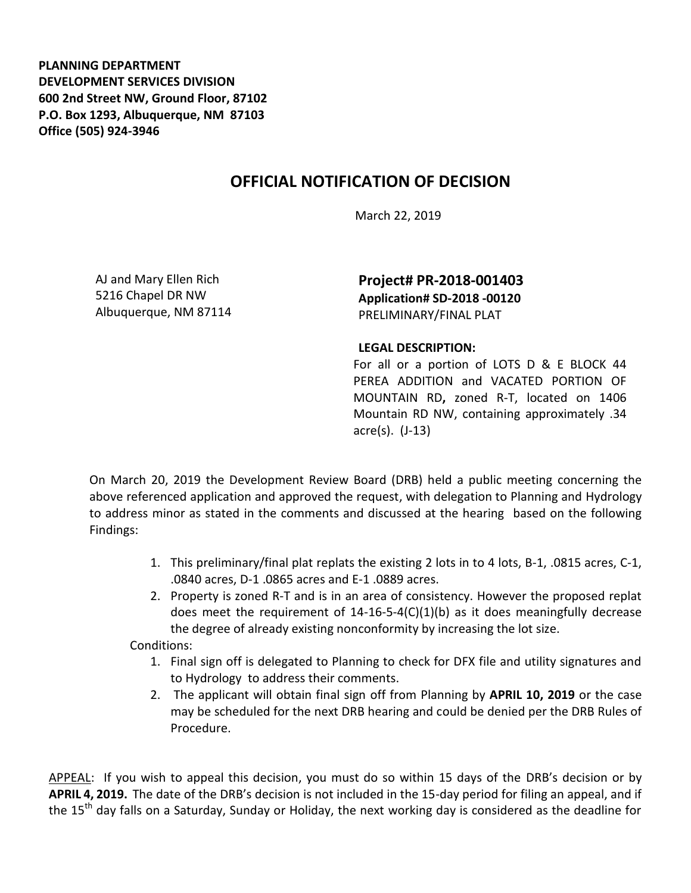**PLANNING DEPARTMENT**
**DEVELOPMENT SERVICES DIVISION**
**600 2nd Street NW, Ground Floor, 87102**
**P.O. Box 1293, Albuquerque, NM 87103**
**Office (505) 924-3946**

# OFFICIAL NOTIFICATION OF DECISION

March 22, 2019

AJ and Mary Ellen Rich
5216 Chapel DR NW
Albuquerque, NM 87114

**Project# PR-2018-001403**
**Application# SD-2018 -00120**
PRELIMINARY/FINAL PLAT

**LEGAL DESCRIPTION:**
For all or a portion of LOTS D & E BLOCK 44 PEREA ADDITION and VACATED PORTION OF MOUNTAIN RD**,** zoned R-T, located on 1406 Mountain RD NW, containing approximately .34 acre(s). (J-13)

On March 20, 2019 the Development Review Board (DRB) held a public meeting concerning the above referenced application and approved the request, with delegation to Planning and Hydrology to address minor as stated in the comments and discussed at the hearing based on the following Findings:

1. This preliminary/final plat replats the existing 2 lots in to 4 lots, B-1, .0815 acres, C-1, .0840 acres, D-1 .0865 acres and E-1 .0889 acres.
2. Property is zoned R-T and is in an area of consistency. However the proposed replat does meet the requirement of 14-16-5-4(C)(1)(b) as it does meaningfully decrease the degree of already existing nonconformity by increasing the lot size.

Conditions:

1. Final sign off is delegated to Planning to check for DFX file and utility signatures and to Hydrology to address their comments.
2. The applicant will obtain final sign off from Planning by **APRIL 10, 2019** or the case may be scheduled for the next DRB hearing and could be denied per the DRB Rules of Procedure.

APPEAL: If you wish to appeal this decision, you must do so within 15 days of the DRB's decision or by **APRIL 4, 2019.** The date of the DRB's decision is not included in the 15-day period for filing an appeal, and if the 15th day falls on a Saturday, Sunday or Holiday, the next working day is considered as the deadline for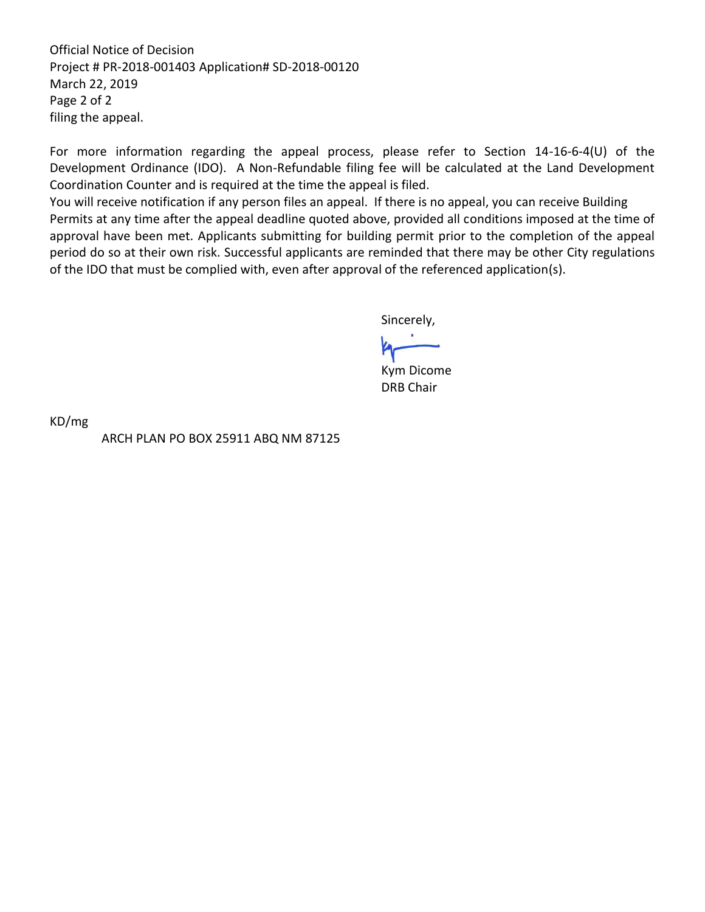filing the appeal.

For more information regarding the appeal process, please refer to Section 14-16-6-4(U) of the Development Ordinance (IDO). A Non-Refundable filing fee will be calculated at the Land Development Coordination Counter and is required at the time the appeal is filed.

You will receive notification if any person files an appeal. If there is no appeal, you can receive Building Permits at any time after the appeal deadline quoted above, provided all conditions imposed at the time of approval have been met. Applicants submitting for building permit prior to the completion of the appeal period do so at their own risk. Successful applicants are reminded that there may be other City regulations of the IDO that must be complied with, even after approval of the referenced application(s).

Sincerely,

Kym Dicome
DRB Chair

KD/mg

ARCH PLAN PO BOX 25911 ABQ NM 87125